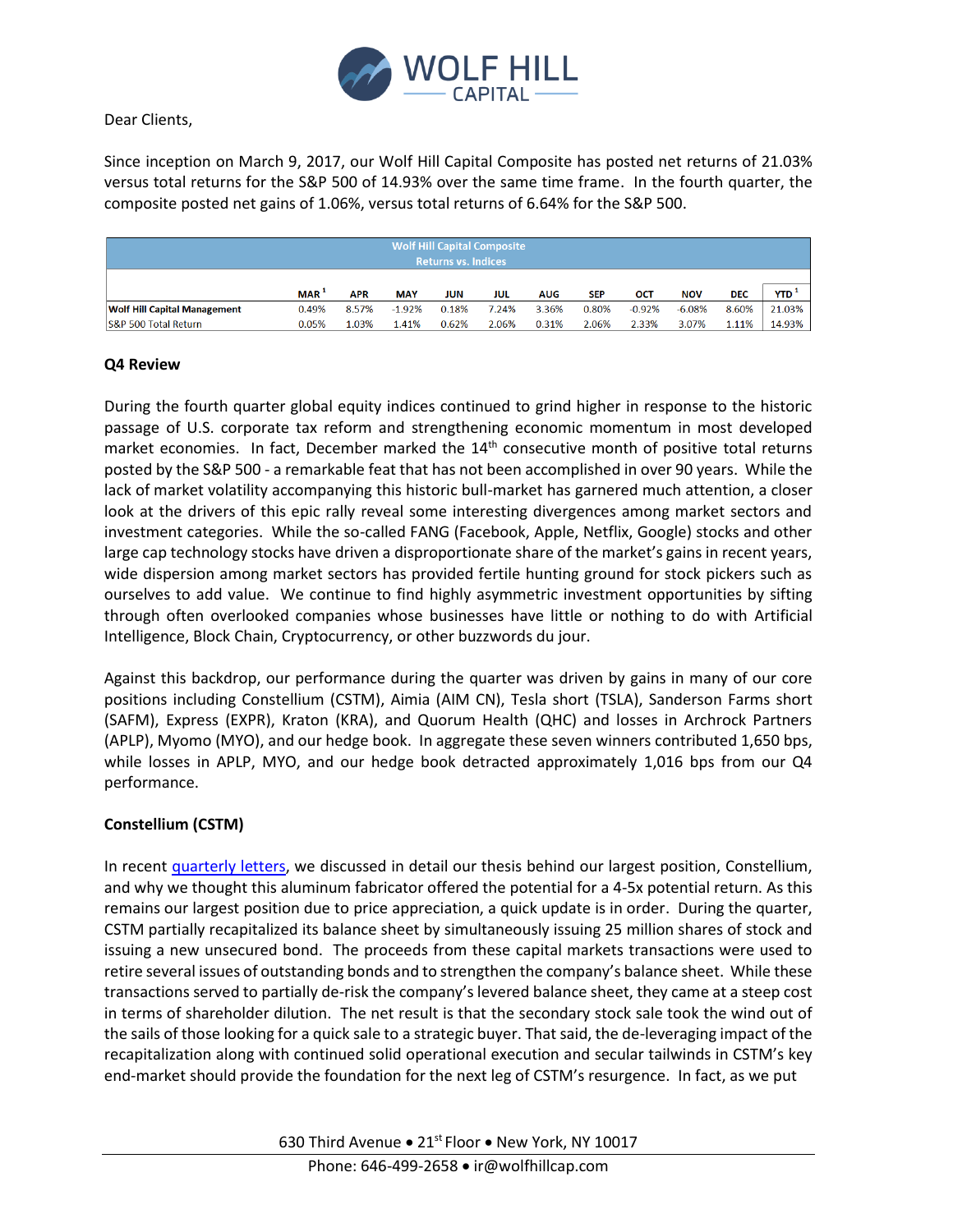Dear Clients,

Since inception on March 9, 2017, our Wolf Hill Capital Composite has posted net returns of 21.03% versus total returns for the S&P 500 of 14.93% over the same time frame. In the fourth quarter, the composite posted net gains of 1.06%, versus total returns of 6.64% for the S&P 500.

| Wolf Hill Capital Composite Returns vs. Indices | | | | | | | | | | | |
|---|---|---|---|---|---|---|---|---|---|---|---|
| | MAR [1] | APR | MAY | JUN | JUL | AUG | SEP | OCT | NOV | DEC | YTD [1] |
| **Wolf Hill Capital Management** | 0.49% | 8.57% | -1.92% | 0.18% | 7.24% | 3.36% | 0.80% | -0.92% | -6.08% | 8.60% | 21.03% |
| S&P 500 Total Return | 0.05% | 1.03% | 1.41% | 0.62% | 2.06% | 0.31% | 2.06% | 2.33% | 3.07% | 1.11% | 14.93% |

**Q4 Review**

During the fourth quarter global equity indices continued to grind higher in response to the historic passage of U.S. corporate tax reform and strengthening economic momentum in most developed market economies. In fact, December marked the 14th consecutive month of positive total returns posted by the S&P 500 - a remarkable feat that has not been accomplished in over 90 years. While the lack of market volatility accompanying this historic bull-market has garnered much attention, a closer look at the drivers of this epic rally reveal some interesting divergences among market sectors and investment categories. While the so-called FANG (Facebook, Apple, Netflix, Google) stocks and other large cap technology stocks have driven a disproportionate share of the market's gains in recent years, wide dispersion among market sectors has provided fertile hunting ground for stock pickers such as ourselves to add value. We continue to find highly asymmetric investment opportunities by sifting through often overlooked companies whose businesses have little or nothing to do with Artificial Intelligence, Block Chain, Cryptocurrency, or other buzzwords du jour.

Against this backdrop, our performance during the quarter was driven by gains in many of our core positions including Constellium (CSTM), Aimia (AIM CN), Tesla short (TSLA), Sanderson Farms short (SAFM), Express (EXPR), Kraton (KRA), and Quorum Health (QHC) and losses in Archrock Partners (APLP), Myomo (MYO), and our hedge book. In aggregate these seven winners contributed 1,650 bps, while losses in APLP, MYO, and our hedge book detracted approximately 1,016 bps from our Q4 performance.

**Constellium (CSTM)**

In recent quarterly letters, we discussed in detail our thesis behind our largest position, Constellium, and why we thought this aluminum fabricator offered the potential for a 4-5x potential return. As this remains our largest position due to price appreciation, a quick update is in order. During the quarter, CSTM partially recapitalized its balance sheet by simultaneously issuing 25 million shares of stock and issuing a new unsecured bond. The proceeds from these capital markets transactions were used to retire several issues of outstanding bonds and to strengthen the company's balance sheet. While these transactions served to partially de-risk the company's levered balance sheet, they came at a steep cost in terms of shareholder dilution. The net result is that the secondary stock sale took the wind out of the sails of those looking for a quick sale to a strategic buyer. That said, the de-leveraging impact of the recapitalization along with continued solid operational execution and secular tailwinds in CSTM's key end-market should provide the foundation for the next leg of CSTM's resurgence. In fact, as we put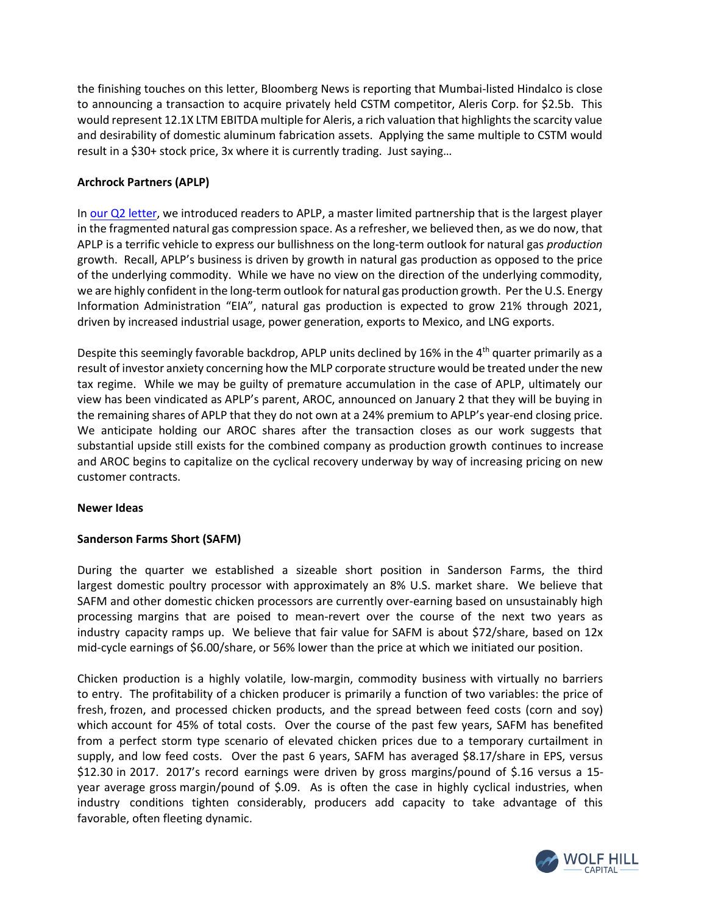the finishing touches on this letter, Bloomberg News is reporting that Mumbai-listed Hindalco is close to announcing a transaction to acquire privately held CSTM competitor, Aleris Corp. for $2.5b. This would represent 12.1X LTM EBITDA multiple for Aleris, a rich valuation that highlights the scarcity value and desirability of domestic aluminum fabrication assets. Applying the same multiple to CSTM would result in a $30+ stock price, 3x where it is currently trading. Just saying…

**Archrock Partners (APLP)**

In our Q2 letter, we introduced readers to APLP, a master limited partnership that is the largest player in the fragmented natural gas compression space. As a refresher, we believed then, as we do now, that APLP is a terrific vehicle to express our bullishness on the long-term outlook for natural gas *production* growth. Recall, APLP's business is driven by growth in natural gas production as opposed to the price of the underlying commodity. While we have no view on the direction of the underlying commodity, we are highly confident in the long-term outlook for natural gas production growth. Per the U.S. Energy Information Administration "EIA", natural gas production is expected to grow 21% through 2021, driven by increased industrial usage, power generation, exports to Mexico, and LNG exports.

Despite this seemingly favorable backdrop, APLP units declined by 16% in the 4th quarter primarily as a result of investor anxiety concerning how the MLP corporate structure would be treated under the new tax regime. While we may be guilty of premature accumulation in the case of APLP, ultimately our view has been vindicated as APLP's parent, AROC, announced on January 2 that they will be buying in the remaining shares of APLP that they do not own at a 24% premium to APLP's year-end closing price. We anticipate holding our AROC shares after the transaction closes as our work suggests that substantial upside still exists for the combined company as production growth continues to increase and AROC begins to capitalize on the cyclical recovery underway by way of increasing pricing on new customer contracts.

**Newer Ideas**

**Sanderson Farms Short (SAFM)**

During the quarter we established a sizeable short position in Sanderson Farms, the third largest domestic poultry processor with approximately an 8% U.S. market share. We believe that SAFM and other domestic chicken processors are currently over-earning based on unsustainably high processing margins that are poised to mean-revert over the course of the next two years as industry capacity ramps up. We believe that fair value for SAFM is about $72/share, based on 12x mid-cycle earnings of $6.00/share, or 56% lower than the price at which we initiated our position.

Chicken production is a highly volatile, low-margin, commodity business with virtually no barriers to entry. The profitability of a chicken producer is primarily a function of two variables: the price of fresh, frozen, and processed chicken products, and the spread between feed costs (corn and soy) which account for 45% of total costs. Over the course of the past few years, SAFM has benefited from a perfect storm type scenario of elevated chicken prices due to a temporary curtailment in supply, and low feed costs. Over the past 6 years, SAFM has averaged $8.17/share in EPS, versus $12.30 in 2017. 2017's record earnings were driven by gross margins/pound of $.16 versus a 15-year average gross margin/pound of $.09. As is often the case in highly cyclical industries, when industry conditions tighten considerably, producers add capacity to take advantage of this favorable, often fleeting dynamic.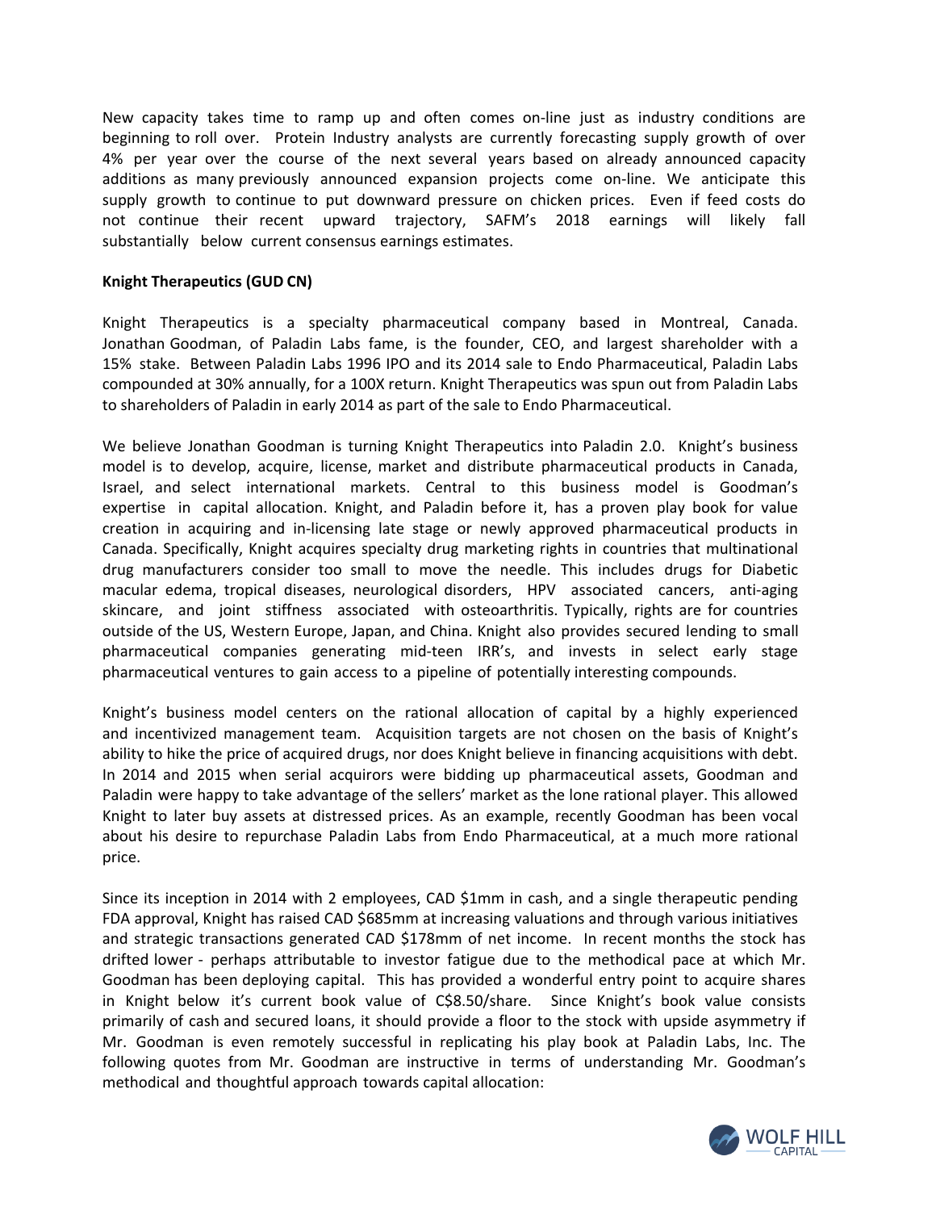New capacity takes time to ramp up and often comes on-line just as industry conditions are beginning to roll over. Protein Industry analysts are currently forecasting supply growth of over 4% per year over the course of the next several years based on already announced capacity additions as many previously announced expansion projects come on-line. We anticipate this supply growth to continue to put downward pressure on chicken prices. Even if feed costs do not continue their recent upward trajectory, SAFM's 2018 earnings will likely fall substantially below current consensus earnings estimates.

**Knight Therapeutics (GUD CN)**

Knight Therapeutics is a specialty pharmaceutical company based in Montreal, Canada. Jonathan Goodman, of Paladin Labs fame, is the founder, CEO, and largest shareholder with a 15% stake. Between Paladin Labs 1996 IPO and its 2014 sale to Endo Pharmaceutical, Paladin Labs compounded at 30% annually, for a 100X return. Knight Therapeutics was spun out from Paladin Labs to shareholders of Paladin in early 2014 as part of the sale to Endo Pharmaceutical.

We believe Jonathan Goodman is turning Knight Therapeutics into Paladin 2.0. Knight's business model is to develop, acquire, license, market and distribute pharmaceutical products in Canada, Israel, and select international markets. Central to this business model is Goodman's expertise in capital allocation. Knight, and Paladin before it, has a proven play book for value creation in acquiring and in-licensing late stage or newly approved pharmaceutical products in Canada. Specifically, Knight acquires specialty drug marketing rights in countries that multinational drug manufacturers consider too small to move the needle. This includes drugs for Diabetic macular edema, tropical diseases, neurological disorders, HPV associated cancers, anti-aging skincare, and joint stiffness associated with osteoarthritis. Typically, rights are for countries outside of the US, Western Europe, Japan, and China. Knight also provides secured lending to small pharmaceutical companies generating mid-teen IRR's, and invests in select early stage pharmaceutical ventures to gain access to a pipeline of potentially interesting compounds.

Knight's business model centers on the rational allocation of capital by a highly experienced and incentivized management team. Acquisition targets are not chosen on the basis of Knight's ability to hike the price of acquired drugs, nor does Knight believe in financing acquisitions with debt. In 2014 and 2015 when serial acquirors were bidding up pharmaceutical assets, Goodman and Paladin were happy to take advantage of the sellers' market as the lone rational player. This allowed Knight to later buy assets at distressed prices. As an example, recently Goodman has been vocal about his desire to repurchase Paladin Labs from Endo Pharmaceutical, at a much more rational price.

Since its inception in 2014 with 2 employees, CAD $1mm in cash, and a single therapeutic pending FDA approval, Knight has raised CAD $685mm at increasing valuations and through various initiatives and strategic transactions generated CAD $178mm of net income. In recent months the stock has drifted lower - perhaps attributable to investor fatigue due to the methodical pace at which Mr. Goodman has been deploying capital. This has provided a wonderful entry point to acquire shares in Knight below it's current book value of C$8.50/share. Since Knight's book value consists primarily of cash and secured loans, it should provide a floor to the stock with upside asymmetry if Mr. Goodman is even remotely successful in replicating his play book at Paladin Labs, Inc. The following quotes from Mr. Goodman are instructive in terms of understanding Mr. Goodman's methodical and thoughtful approach towards capital allocation: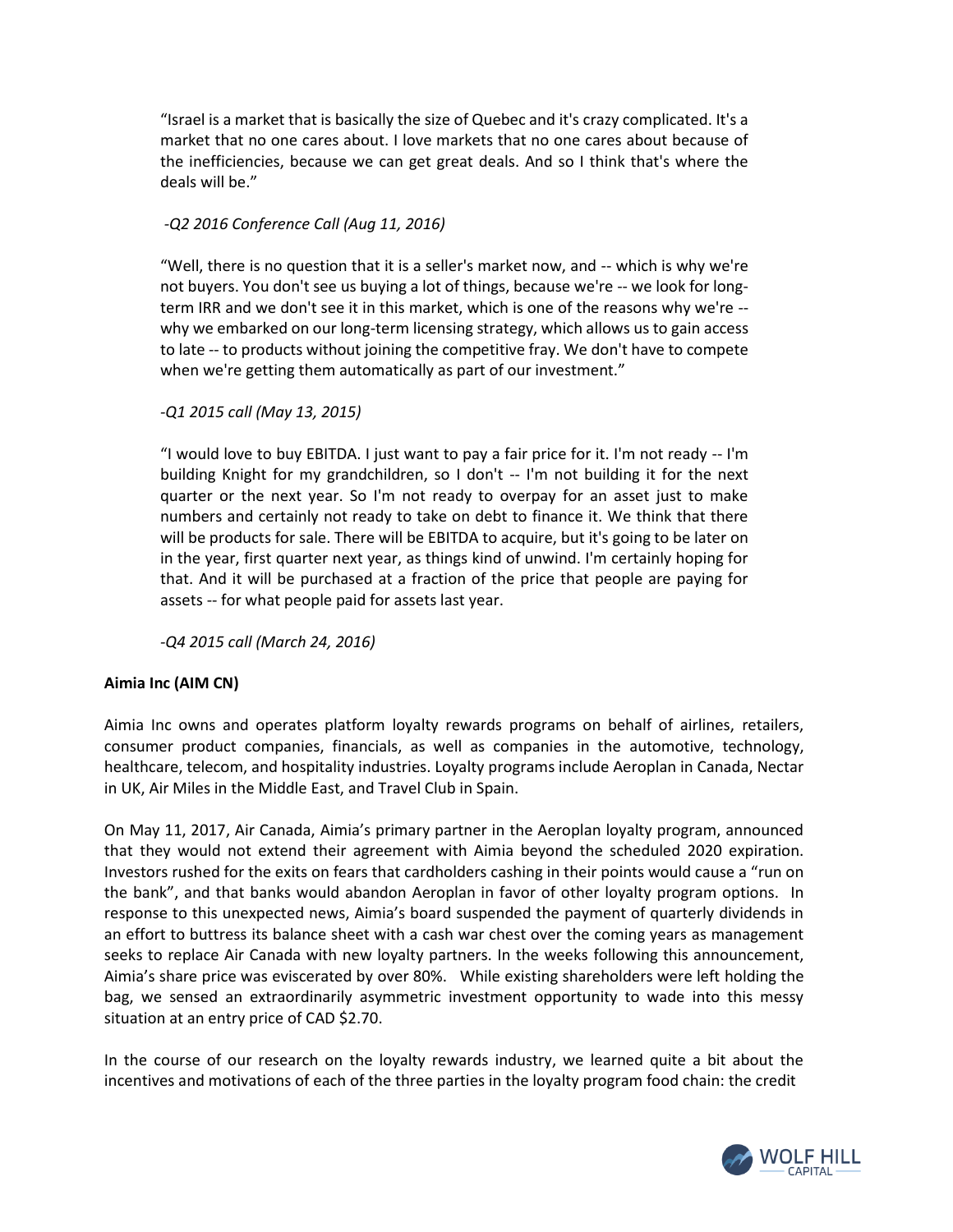"Israel is a market that is basically the size of Quebec and it's crazy complicated. It's a market that no one cares about. I love markets that no one cares about because of the inefficiencies, because we can get great deals. And so I think that's where the deals will be."

*-Q2 2016 Conference Call (Aug 11, 2016)*

"Well, there is no question that it is a seller's market now, and -- which is why we're not buyers. You don't see us buying a lot of things, because we're -- we look for long-term IRR and we don't see it in this market, which is one of the reasons why we're -- why we embarked on our long-term licensing strategy, which allows us to gain access to late -- to products without joining the competitive fray. We don't have to compete when we're getting them automatically as part of our investment."

*-Q1 2015 call (May 13, 2015)*

"I would love to buy EBITDA. I just want to pay a fair price for it. I'm not ready -- I'm building Knight for my grandchildren, so I don't -- I'm not building it for the next quarter or the next year. So I'm not ready to overpay for an asset just to make numbers and certainly not ready to take on debt to finance it. We think that there will be products for sale. There will be EBITDA to acquire, but it's going to be later on in the year, first quarter next year, as things kind of unwind. I'm certainly hoping for that. And it will be purchased at a fraction of the price that people are paying for assets -- for what people paid for assets last year.

*-Q4 2015 call (March 24, 2016)*

**Aimia Inc (AIM CN)**

Aimia Inc owns and operates platform loyalty rewards programs on behalf of airlines, retailers, consumer product companies, financials, as well as companies in the automotive, technology, healthcare, telecom, and hospitality industries. Loyalty programs include Aeroplan in Canada, Nectar in UK, Air Miles in the Middle East, and Travel Club in Spain.

On May 11, 2017, Air Canada, Aimia's primary partner in the Aeroplan loyalty program, announced that they would not extend their agreement with Aimia beyond the scheduled 2020 expiration. Investors rushed for the exits on fears that cardholders cashing in their points would cause a "run on the bank", and that banks would abandon Aeroplan in favor of other loyalty program options. In response to this unexpected news, Aimia's board suspended the payment of quarterly dividends in an effort to buttress its balance sheet with a cash war chest over the coming years as management seeks to replace Air Canada with new loyalty partners. In the weeks following this announcement, Aimia's share price was eviscerated by over 80%. While existing shareholders were left holding the bag, we sensed an extraordinarily asymmetric investment opportunity to wade into this messy situation at an entry price of CAD $2.70.

In the course of our research on the loyalty rewards industry, we learned quite a bit about the incentives and motivations of each of the three parties in the loyalty program food chain: the credit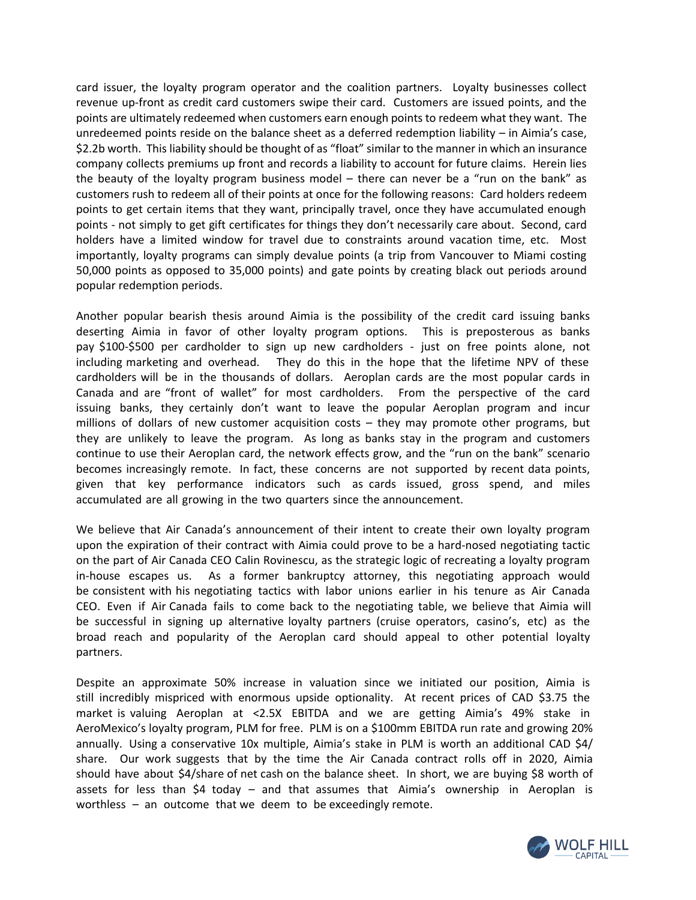card issuer, the loyalty program operator and the coalition partners. Loyalty businesses collect revenue up-front as credit card customers swipe their card. Customers are issued points, and the points are ultimately redeemed when customers earn enough points to redeem what they want. The unredeemed points reside on the balance sheet as a deferred redemption liability – in Aimia's case, $2.2b worth. This liability should be thought of as "float" similar to the manner in which an insurance company collects premiums up front and records a liability to account for future claims. Herein lies the beauty of the loyalty program business model – there can never be a "run on the bank" as customers rush to redeem all of their points at once for the following reasons: Card holders redeem points to get certain items that they want, principally travel, once they have accumulated enough points - not simply to get gift certificates for things they don't necessarily care about. Second, card holders have a limited window for travel due to constraints around vacation time, etc. Most importantly, loyalty programs can simply devalue points (a trip from Vancouver to Miami costing 50,000 points as opposed to 35,000 points) and gate points by creating black out periods around popular redemption periods.

Another popular bearish thesis around Aimia is the possibility of the credit card issuing banks deserting Aimia in favor of other loyalty program options. This is preposterous as banks pay $100-$500 per cardholder to sign up new cardholders - just on free points alone, not including marketing and overhead. They do this in the hope that the lifetime NPV of these cardholders will be in the thousands of dollars. Aeroplan cards are the most popular cards in Canada and are "front of wallet" for most cardholders. From the perspective of the card issuing banks, they certainly don't want to leave the popular Aeroplan program and incur millions of dollars of new customer acquisition costs – they may promote other programs, but they are unlikely to leave the program. As long as banks stay in the program and customers continue to use their Aeroplan card, the network effects grow, and the "run on the bank" scenario becomes increasingly remote. In fact, these concerns are not supported by recent data points, given that key performance indicators such as cards issued, gross spend, and miles accumulated are all growing in the two quarters since the announcement.

We believe that Air Canada's announcement of their intent to create their own loyalty program upon the expiration of their contract with Aimia could prove to be a hard-nosed negotiating tactic on the part of Air Canada CEO Calin Rovinescu, as the strategic logic of recreating a loyalty program in-house escapes us. As a former bankruptcy attorney, this negotiating approach would be consistent with his negotiating tactics with labor unions earlier in his tenure as Air Canada CEO. Even if Air Canada fails to come back to the negotiating table, we believe that Aimia will be successful in signing up alternative loyalty partners (cruise operators, casino's, etc) as the broad reach and popularity of the Aeroplan card should appeal to other potential loyalty partners.

Despite an approximate 50% increase in valuation since we initiated our position, Aimia is still incredibly mispriced with enormous upside optionality. At recent prices of CAD $3.75 the market is valuing Aeroplan at <2.5X EBITDA and we are getting Aimia's 49% stake in AeroMexico's loyalty program, PLM for free. PLM is on a $100mm EBITDA run rate and growing 20% annually. Using a conservative 10x multiple, Aimia's stake in PLM is worth an additional CAD $4/share. Our work suggests that by the time the Air Canada contract rolls off in 2020, Aimia should have about $4/share of net cash on the balance sheet. In short, we are buying $8 worth of assets for less than $4 today – and that assumes that Aimia's ownership in Aeroplan is worthless – an outcome that we deem to be exceedingly remote.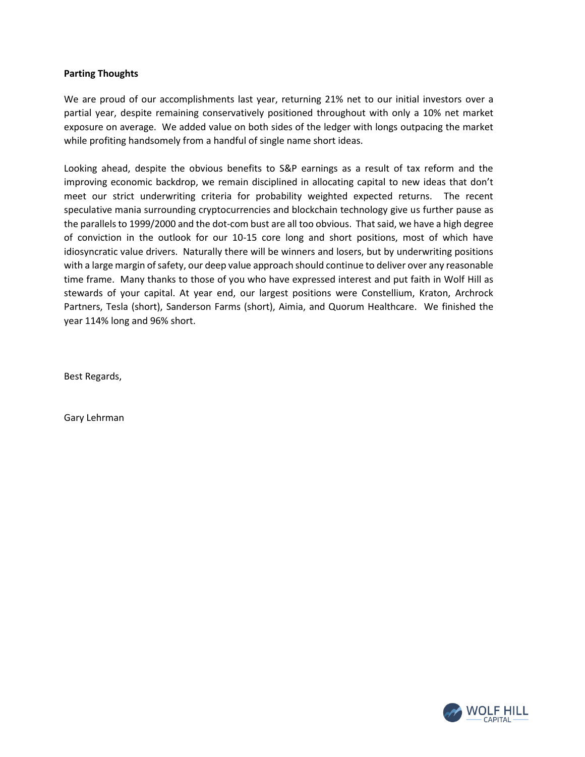**Parting Thoughts**

We are proud of our accomplishments last year, returning 21% net to our initial investors over a partial year, despite remaining conservatively positioned throughout with only a 10% net market exposure on average. We added value on both sides of the ledger with longs outpacing the market while profiting handsomely from a handful of single name short ideas.

Looking ahead, despite the obvious benefits to S&P earnings as a result of tax reform and the improving economic backdrop, we remain disciplined in allocating capital to new ideas that don't meet our strict underwriting criteria for probability weighted expected returns. The recent speculative mania surrounding cryptocurrencies and blockchain technology give us further pause as the parallels to 1999/2000 and the dot-com bust are all too obvious. That said, we have a high degree of conviction in the outlook for our 10-15 core long and short positions, most of which have idiosyncratic value drivers. Naturally there will be winners and losers, but by underwriting positions with a large margin of safety, our deep value approach should continue to deliver over any reasonable time frame. Many thanks to those of you who have expressed interest and put faith in Wolf Hill as stewards of your capital. At year end, our largest positions were Constellium, Kraton, Archrock Partners, Tesla (short), Sanderson Farms (short), Aimia, and Quorum Healthcare. We finished the year 114% long and 96% short.

Best Regards,

Gary Lehrman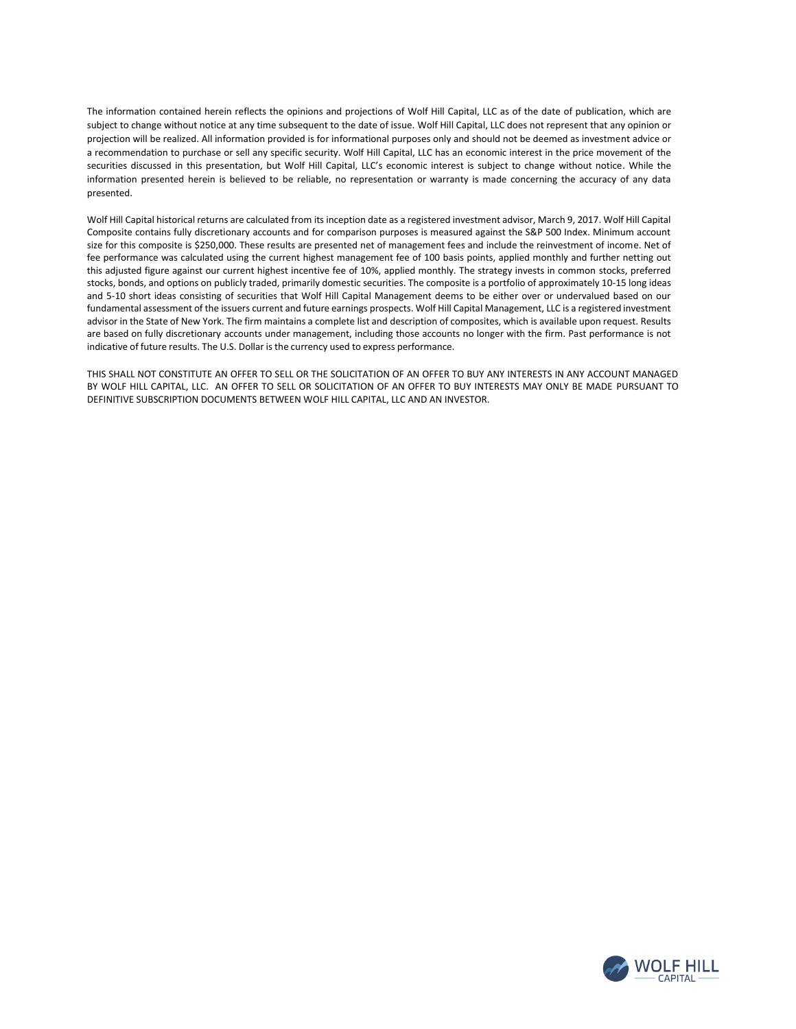The information contained herein reflects the opinions and projections of Wolf Hill Capital, LLC as of the date of publication, which are subject to change without notice at any time subsequent to the date of issue. Wolf Hill Capital, LLC does not represent that any opinion or projection will be realized. All information provided is for informational purposes only and should not be deemed as investment advice or a recommendation to purchase or sell any specific security. Wolf Hill Capital, LLC has an economic interest in the price movement of the securities discussed in this presentation, but Wolf Hill Capital, LLC's economic interest is subject to change without notice. While the information presented herein is believed to be reliable, no representation or warranty is made concerning the accuracy of any data presented.

Wolf Hill Capital historical returns are calculated from its inception date as a registered investment advisor, March 9, 2017. Wolf Hill Capital Composite contains fully discretionary accounts and for comparison purposes is measured against the S&P 500 Index. Minimum account size for this composite is $250,000. These results are presented net of management fees and include the reinvestment of income. Net of fee performance was calculated using the current highest management fee of 100 basis points, applied monthly and further netting out this adjusted figure against our current highest incentive fee of 10%, applied monthly. The strategy invests in common stocks, preferred stocks, bonds, and options on publicly traded, primarily domestic securities. The composite is a portfolio of approximately 10-15 long ideas and 5-10 short ideas consisting of securities that Wolf Hill Capital Management deems to be either over or undervalued based on our fundamental assessment of the issuers current and future earnings prospects. Wolf Hill Capital Management, LLC is a registered investment advisor in the State of New York. The firm maintains a complete list and description of composites, which is available upon request. Results are based on fully discretionary accounts under management, including those accounts no longer with the firm. Past performance is not indicative of future results. The U.S. Dollar is the currency used to express performance.

THIS SHALL NOT CONSTITUTE AN OFFER TO SELL OR THE SOLICITATION OF AN OFFER TO BUY ANY INTERESTS IN ANY ACCOUNT MANAGED BY WOLF HILL CAPITAL, LLC. AN OFFER TO SELL OR SOLICITATION OF AN OFFER TO BUY INTERESTS MAY ONLY BE MADE PURSUANT TO DEFINITIVE SUBSCRIPTION DOCUMENTS BETWEEN WOLF HILL CAPITAL, LLC AND AN INVESTOR.